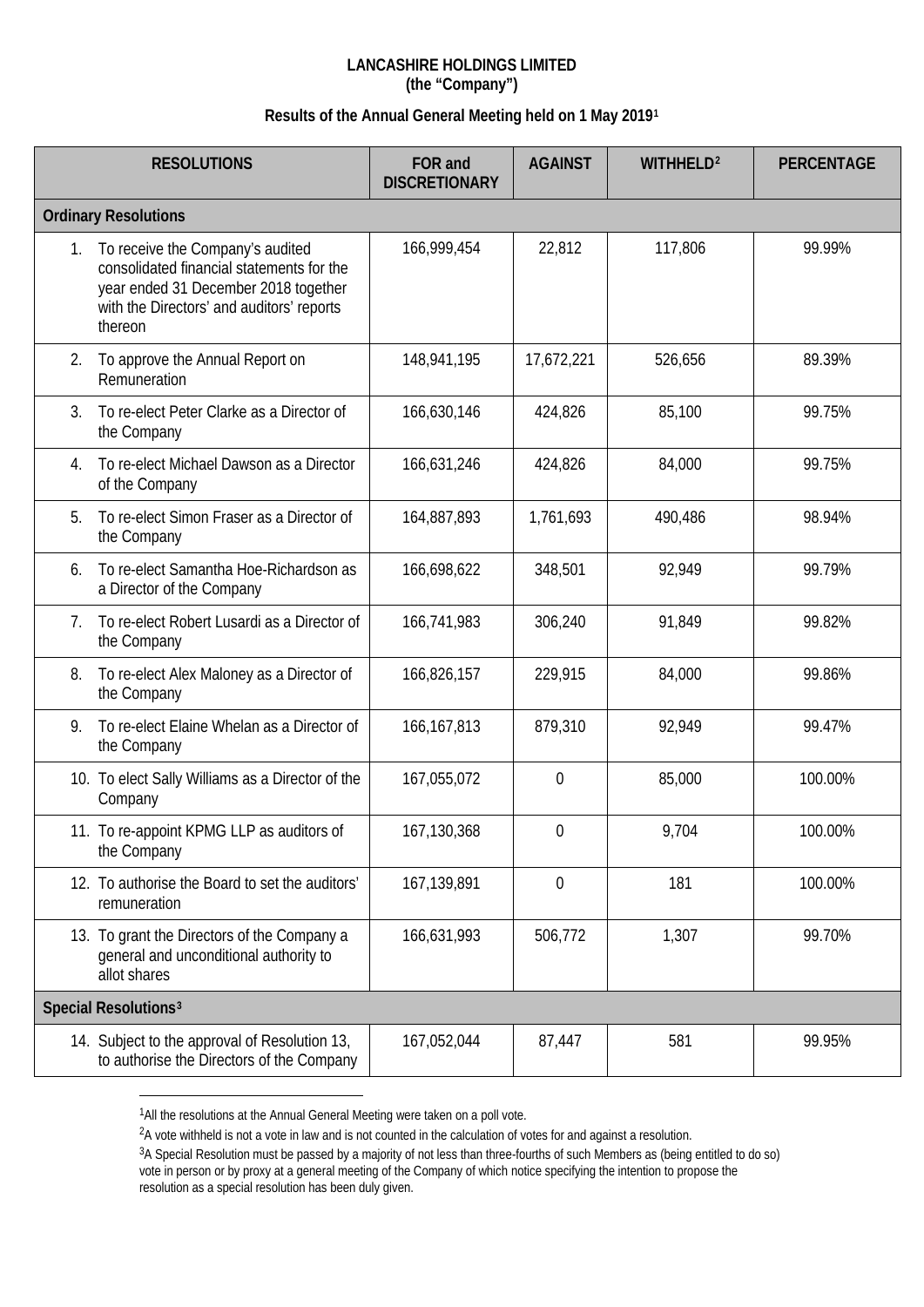**LANCASHIRE HOLDINGS LIMITED**
**(the "Company")**

**Results of the Annual General Meeting held on 1 May 2019[1]**

| RESOLUTIONS | FOR and DISCRETIONARY | AGAINST | WITHHELD[2] | PERCENTAGE |
|---|---|---|---|---|
| **Ordinary Resolutions** | | | | |
| 1. To receive the Company's audited consolidated financial statements for the year ended 31 December 2018 together with the Directors' and auditors' reports thereon | 166,999,454 | 22,812 | 117,806 | 99.99% |
| 2. To approve the Annual Report on Remuneration | 148,941,195 | 17,672,221 | 526,656 | 89.39% |
| 3. To re-elect Peter Clarke as a Director of the Company | 166,630,146 | 424,826 | 85,100 | 99.75% |
| 4. To re-elect Michael Dawson as a Director of the Company | 166,631,246 | 424,826 | 84,000 | 99.75% |
| 5. To re-elect Simon Fraser as a Director of the Company | 164,887,893 | 1,761,693 | 490,486 | 98.94% |
| 6. To re-elect Samantha Hoe-Richardson as a Director of the Company | 166,698,622 | 348,501 | 92,949 | 99.79% |
| 7. To re-elect Robert Lusardi as a Director of the Company | 166,741,983 | 306,240 | 91,849 | 99.82% |
| 8. To re-elect Alex Maloney as a Director of the Company | 166,826,157 | 229,915 | 84,000 | 99.86% |
| 9. To re-elect Elaine Whelan as a Director of the Company | 166,167,813 | 879,310 | 92,949 | 99.47% |
| 10. To elect Sally Williams as a Director of the Company | 167,055,072 | 0 | 85,000 | 100.00% |
| 11. To re-appoint KPMG LLP as auditors of the Company | 167,130,368 | 0 | 9,704 | 100.00% |
| 12. To authorise the Board to set the auditors' remuneration | 167,139,891 | 0 | 181 | 100.00% |
| 13. To grant the Directors of the Company a general and unconditional authority to allot shares | 166,631,993 | 506,772 | 1,307 | 99.70% |
| **Special Resolutions[3]** | | | | |
| 14. Subject to the approval of Resolution 13, to authorise the Directors of the Company | 167,052,044 | 87,447 | 581 | 99.95% |

[1] All the resolutions at the Annual General Meeting were taken on a poll vote.

[2] A vote withheld is not a vote in law and is not counted in the calculation of votes for and against a resolution.

[3] A Special Resolution must be passed by a majority of not less than three-fourths of such Members as (being entitled to do so) vote in person or by proxy at a general meeting of the Company of which notice specifying the intention to propose the resolution as a special resolution has been duly given.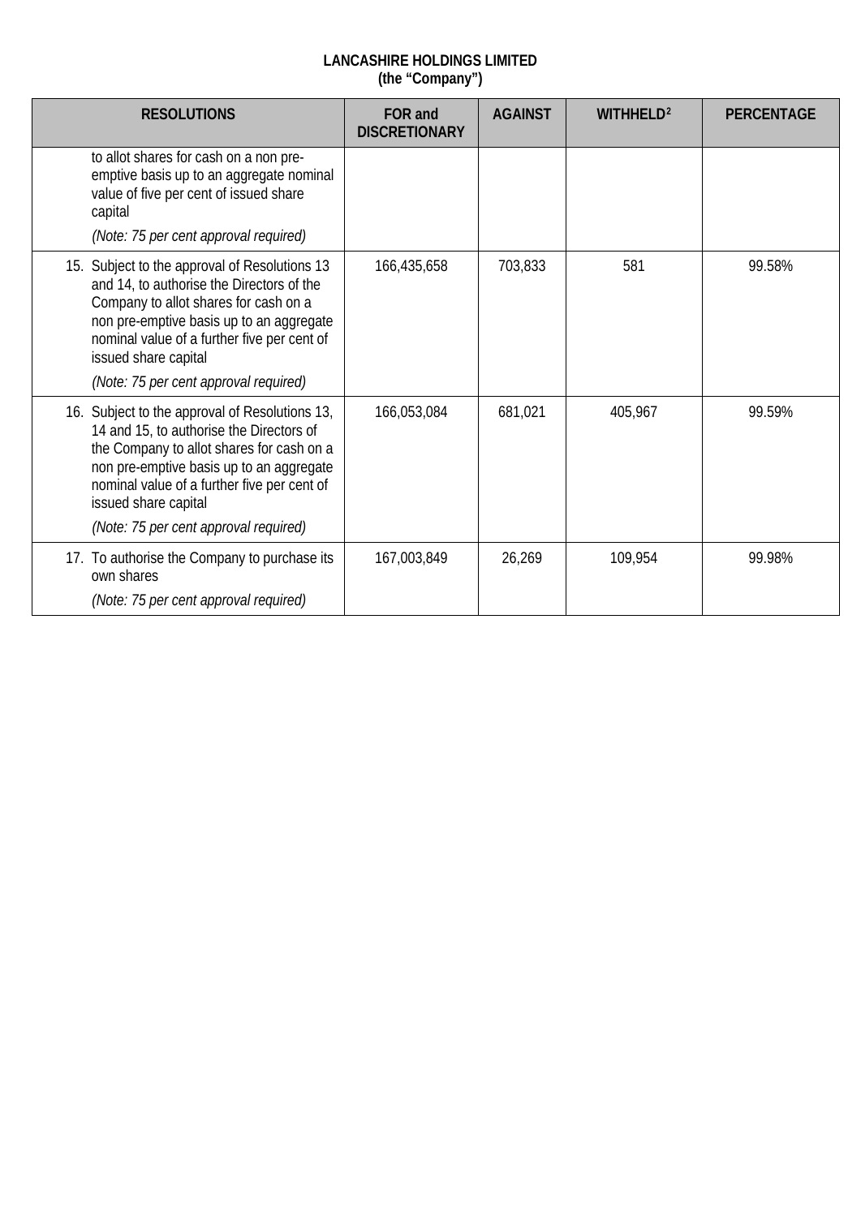**LANCASHIRE HOLDINGS LIMITED**
**(the "Company")**

| RESOLUTIONS | FOR and DISCRETIONARY | AGAINST | WITHHELD[2] | PERCENTAGE |
|---|---|---|---|---|
| to allot shares for cash on a non pre-emptive basis up to an aggregate nominal value of five per cent of issued share capital<br>*(Note: 75 per cent approval required)* | | | | |
| 15. Subject to the approval of Resolutions 13 and 14, to authorise the Directors of the Company to allot shares for cash on a non pre-emptive basis up to an aggregate nominal value of a further five per cent of issued share capital<br>*(Note: 75 per cent approval required)* | 166,435,658 | 703,833 | 581 | 99.58% |
| 16. Subject to the approval of Resolutions 13, 14 and 15, to authorise the Directors of the Company to allot shares for cash on a non pre-emptive basis up to an aggregate nominal value of a further five per cent of issued share capital<br>*(Note: 75 per cent approval required)* | 166,053,084 | 681,021 | 405,967 | 99.59% |
| 17. To authorise the Company to purchase its own shares<br>*(Note: 75 per cent approval required)* | 167,003,849 | 26,269 | 109,954 | 99.98% |